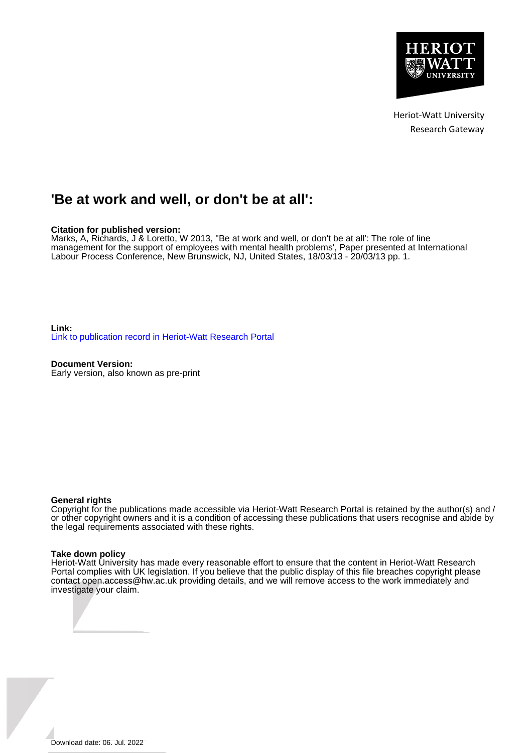Heriot-Watt University
Research Gateway

# 'Be at work and well, or don't be at all':

**Citation for published version:**
Marks, A, Richards, J & Loretto, W 2013, ''Be at work and well, or don't be at all': The role of line management for the support of employees with mental health problems', Paper presented at International Labour Process Conference, New Brunswick, NJ, United States, 18/03/13 - 20/03/13 pp. 1.

**Link:**
Link to publication record in Heriot-Watt Research Portal

**Document Version:**
Early version, also known as pre-print

**General rights**
Copyright for the publications made accessible via Heriot-Watt Research Portal is retained by the author(s) and / or other copyright owners and it is a condition of accessing these publications that users recognise and abide by the legal requirements associated with these rights.

**Take down policy**
Heriot-Watt University has made every reasonable effort to ensure that the content in Heriot-Watt Research Portal complies with UK legislation. If you believe that the public display of this file breaches copyright please contact open.access@hw.ac.uk providing details, and we will remove access to the work immediately and investigate your claim.

Download date: 06. Jul. 2022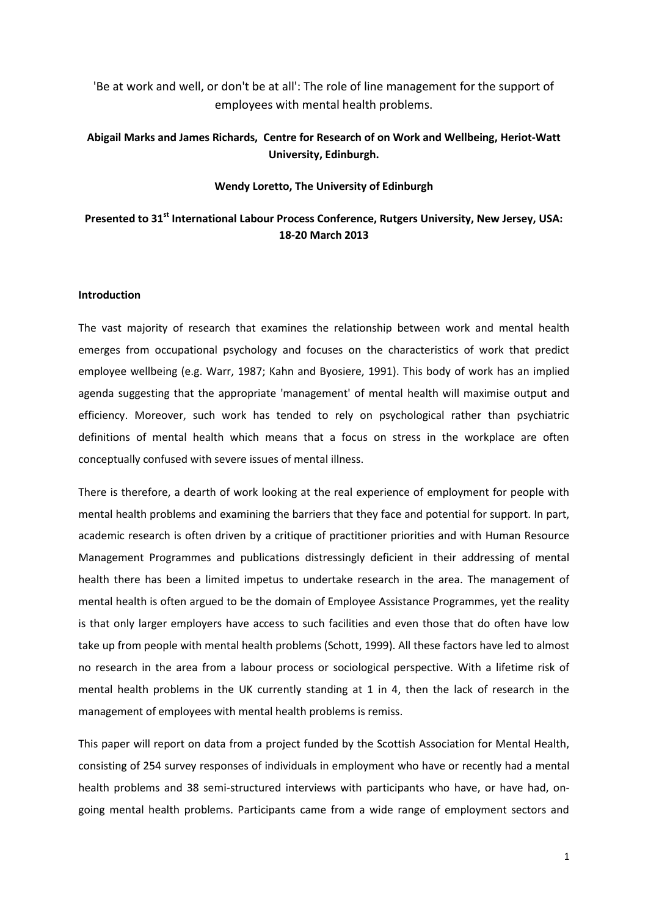'Be at work and well, or don't be at all': The role of line management for the support of employees with mental health problems.

**Abigail Marks and James Richards, Centre for Research of on Work and Wellbeing, Heriot-Watt University, Edinburgh.**

**Wendy Loretto, The University of Edinburgh**

**Presented to 31st International Labour Process Conference, Rutgers University, New Jersey, USA: 18-20 March 2013**

**Introduction**

The vast majority of research that examines the relationship between work and mental health emerges from occupational psychology and focuses on the characteristics of work that predict employee wellbeing (e.g. Warr, 1987; Kahn and Byosiere, 1991). This body of work has an implied agenda suggesting that the appropriate 'management' of mental health will maximise output and efficiency. Moreover, such work has tended to rely on psychological rather than psychiatric definitions of mental health which means that a focus on stress in the workplace are often conceptually confused with severe issues of mental illness.

There is therefore, a dearth of work looking at the real experience of employment for people with mental health problems and examining the barriers that they face and potential for support. In part, academic research is often driven by a critique of practitioner priorities and with Human Resource Management Programmes and publications distressingly deficient in their addressing of mental health there has been a limited impetus to undertake research in the area. The management of mental health is often argued to be the domain of Employee Assistance Programmes, yet the reality is that only larger employers have access to such facilities and even those that do often have low take up from people with mental health problems (Schott, 1999). All these factors have led to almost no research in the area from a labour process or sociological perspective. With a lifetime risk of mental health problems in the UK currently standing at 1 in 4, then the lack of research in the management of employees with mental health problems is remiss.

This paper will report on data from a project funded by the Scottish Association for Mental Health, consisting of 254 survey responses of individuals in employment who have or recently had a mental health problems and 38 semi-structured interviews with participants who have, or have had, on-going mental health problems. Participants came from a wide range of employment sectors and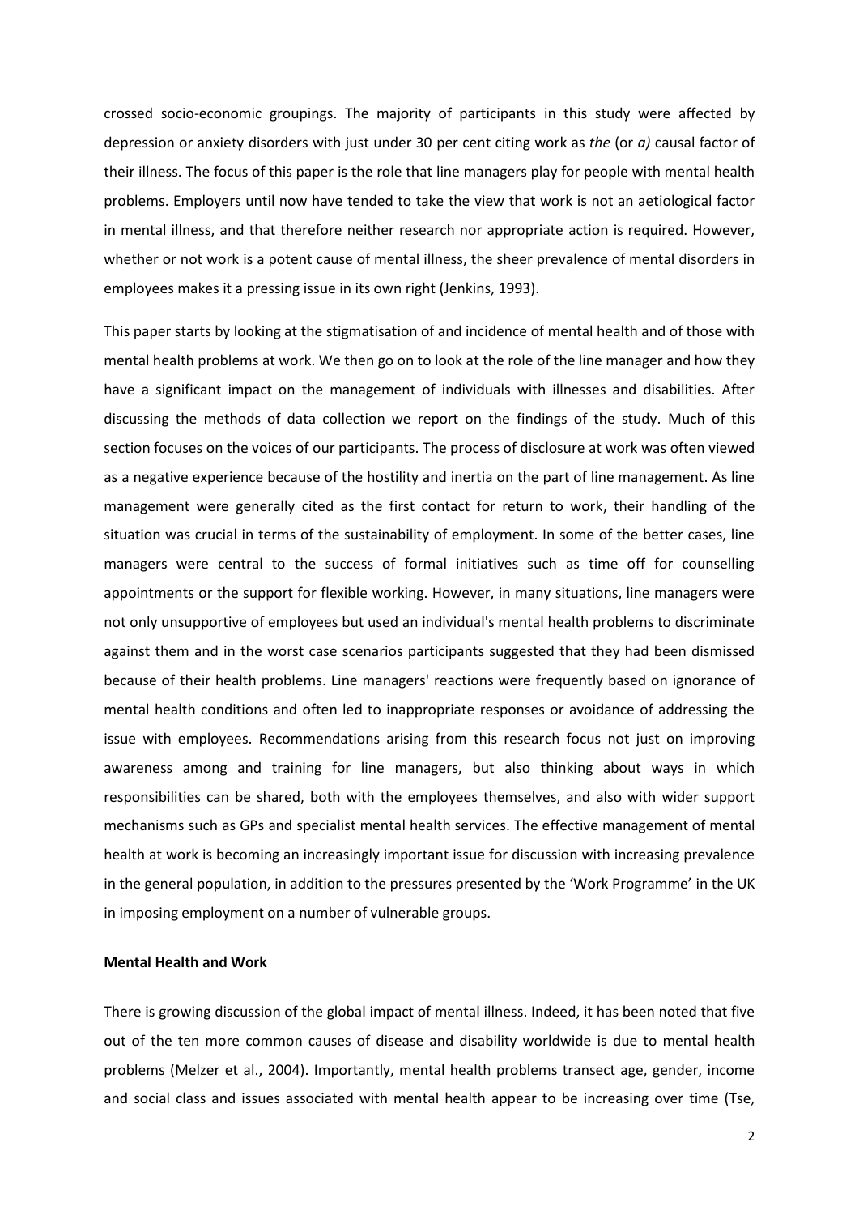crossed socio-economic groupings. The majority of participants in this study were affected by depression or anxiety disorders with just under 30 per cent citing work as *the* (or *a)* causal factor of their illness. The focus of this paper is the role that line managers play for people with mental health problems. Employers until now have tended to take the view that work is not an aetiological factor in mental illness, and that therefore neither research nor appropriate action is required. However, whether or not work is a potent cause of mental illness, the sheer prevalence of mental disorders in employees makes it a pressing issue in its own right (Jenkins, 1993).

This paper starts by looking at the stigmatisation of and incidence of mental health and of those with mental health problems at work. We then go on to look at the role of the line manager and how they have a significant impact on the management of individuals with illnesses and disabilities. After discussing the methods of data collection we report on the findings of the study. Much of this section focuses on the voices of our participants. The process of disclosure at work was often viewed as a negative experience because of the hostility and inertia on the part of line management. As line management were generally cited as the first contact for return to work, their handling of the situation was crucial in terms of the sustainability of employment. In some of the better cases, line managers were central to the success of formal initiatives such as time off for counselling appointments or the support for flexible working. However, in many situations, line managers were not only unsupportive of employees but used an individual's mental health problems to discriminate against them and in the worst case scenarios participants suggested that they had been dismissed because of their health problems. Line managers' reactions were frequently based on ignorance of mental health conditions and often led to inappropriate responses or avoidance of addressing the issue with employees. Recommendations arising from this research focus not just on improving awareness among and training for line managers, but also thinking about ways in which responsibilities can be shared, both with the employees themselves, and also with wider support mechanisms such as GPs and specialist mental health services. The effective management of mental health at work is becoming an increasingly important issue for discussion with increasing prevalence in the general population, in addition to the pressures presented by the 'Work Programme' in the UK in imposing employment on a number of vulnerable groups.

**Mental Health and Work**

There is growing discussion of the global impact of mental illness. Indeed, it has been noted that five out of the ten more common causes of disease and disability worldwide is due to mental health problems (Melzer et al., 2004). Importantly, mental health problems transect age, gender, income and social class and issues associated with mental health appear to be increasing over time (Tse,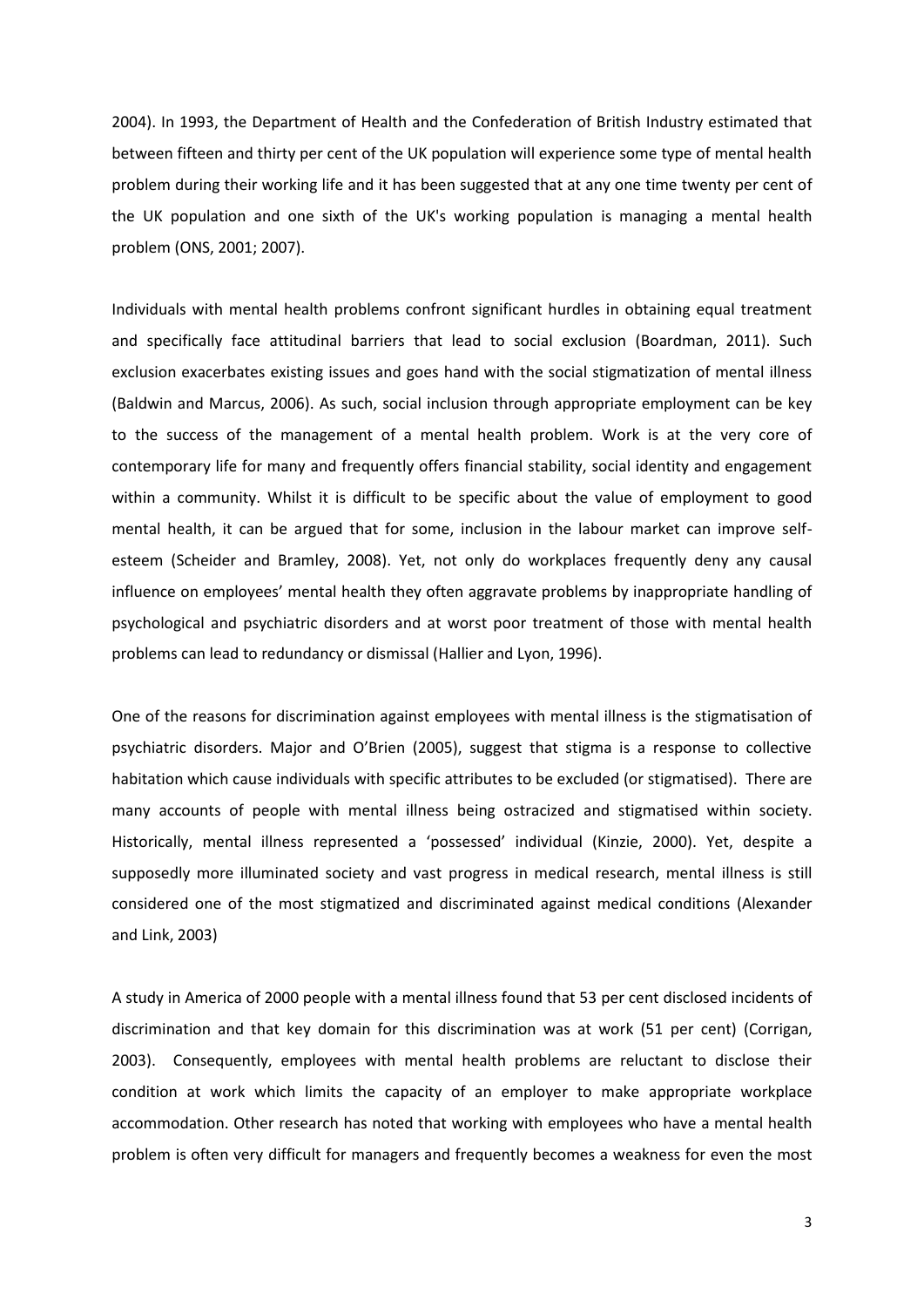2004). In 1993, the Department of Health and the Confederation of British Industry estimated that between fifteen and thirty per cent of the UK population will experience some type of mental health problem during their working life and it has been suggested that at any one time twenty per cent of the UK population and one sixth of the UK's working population is managing a mental health problem (ONS, 2001; 2007).

Individuals with mental health problems confront significant hurdles in obtaining equal treatment and specifically face attitudinal barriers that lead to social exclusion (Boardman, 2011). Such exclusion exacerbates existing issues and goes hand with the social stigmatization of mental illness (Baldwin and Marcus, 2006). As such, social inclusion through appropriate employment can be key to the success of the management of a mental health problem. Work is at the very core of contemporary life for many and frequently offers financial stability, social identity and engagement within a community. Whilst it is difficult to be specific about the value of employment to good mental health, it can be argued that for some, inclusion in the labour market can improve self-esteem (Scheider and Bramley, 2008). Yet, not only do workplaces frequently deny any causal influence on employees' mental health they often aggravate problems by inappropriate handling of psychological and psychiatric disorders and at worst poor treatment of those with mental health problems can lead to redundancy or dismissal (Hallier and Lyon, 1996).

One of the reasons for discrimination against employees with mental illness is the stigmatisation of psychiatric disorders. Major and O'Brien (2005), suggest that stigma is a response to collective habitation which cause individuals with specific attributes to be excluded (or stigmatised). There are many accounts of people with mental illness being ostracized and stigmatised within society. Historically, mental illness represented a 'possessed' individual (Kinzie, 2000). Yet, despite a supposedly more illuminated society and vast progress in medical research, mental illness is still considered one of the most stigmatized and discriminated against medical conditions (Alexander and Link, 2003)

A study in America of 2000 people with a mental illness found that 53 per cent disclosed incidents of discrimination and that key domain for this discrimination was at work (51 per cent) (Corrigan, 2003). Consequently, employees with mental health problems are reluctant to disclose their condition at work which limits the capacity of an employer to make appropriate workplace accommodation. Other research has noted that working with employees who have a mental health problem is often very difficult for managers and frequently becomes a weakness for even the most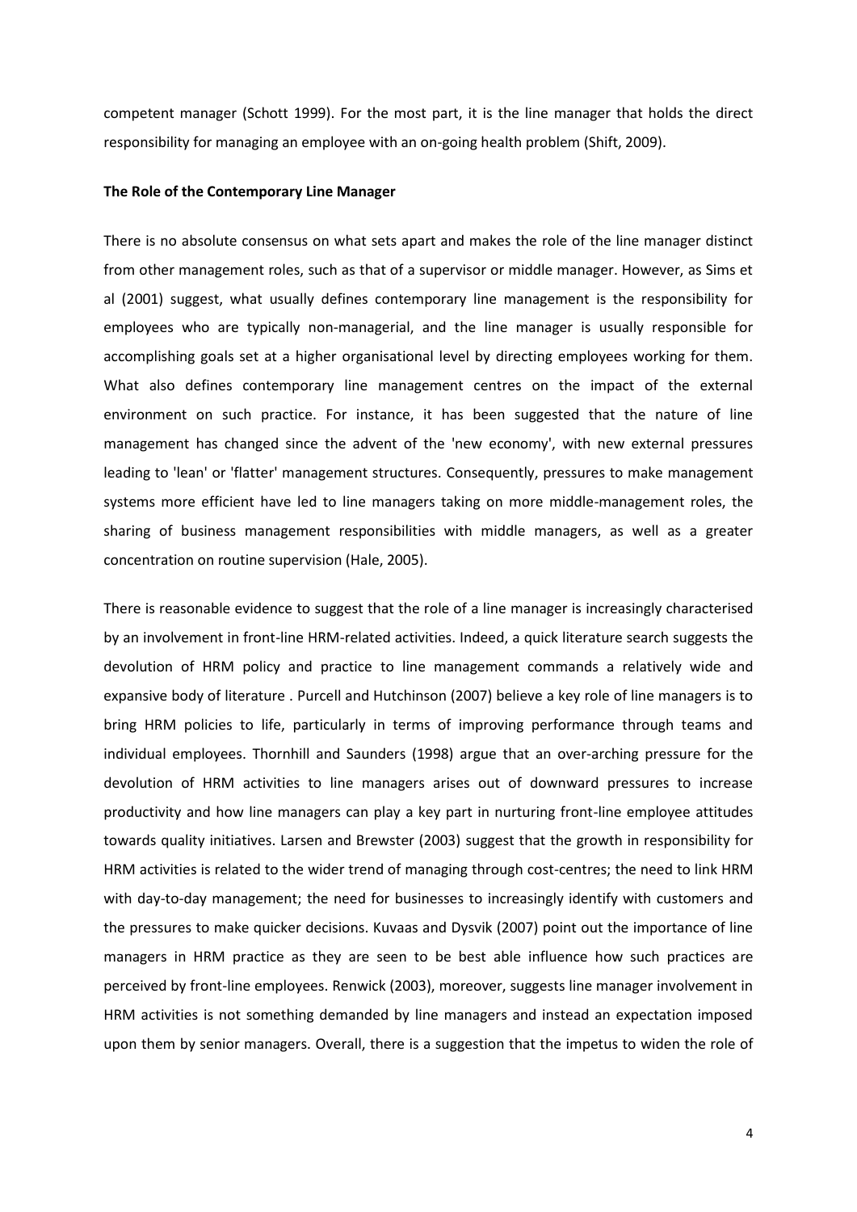competent manager (Schott 1999). For the most part, it is the line manager that holds the direct responsibility for managing an employee with an on-going health problem (Shift, 2009).

**The Role of the Contemporary Line Manager**

There is no absolute consensus on what sets apart and makes the role of the line manager distinct from other management roles, such as that of a supervisor or middle manager. However, as Sims et al (2001) suggest, what usually defines contemporary line management is the responsibility for employees who are typically non-managerial, and the line manager is usually responsible for accomplishing goals set at a higher organisational level by directing employees working for them. What also defines contemporary line management centres on the impact of the external environment on such practice. For instance, it has been suggested that the nature of line management has changed since the advent of the 'new economy', with new external pressures leading to 'lean' or 'flatter' management structures. Consequently, pressures to make management systems more efficient have led to line managers taking on more middle-management roles, the sharing of business management responsibilities with middle managers, as well as a greater concentration on routine supervision (Hale, 2005).

There is reasonable evidence to suggest that the role of a line manager is increasingly characterised by an involvement in front-line HRM-related activities. Indeed, a quick literature search suggests the devolution of HRM policy and practice to line management commands a relatively wide and expansive body of literature . Purcell and Hutchinson (2007) believe a key role of line managers is to bring HRM policies to life, particularly in terms of improving performance through teams and individual employees. Thornhill and Saunders (1998) argue that an over-arching pressure for the devolution of HRM activities to line managers arises out of downward pressures to increase productivity and how line managers can play a key part in nurturing front-line employee attitudes towards quality initiatives. Larsen and Brewster (2003) suggest that the growth in responsibility for HRM activities is related to the wider trend of managing through cost-centres; the need to link HRM with day-to-day management; the need for businesses to increasingly identify with customers and the pressures to make quicker decisions. Kuvaas and Dysvik (2007) point out the importance of line managers in HRM practice as they are seen to be best able influence how such practices are perceived by front-line employees. Renwick (2003), moreover, suggests line manager involvement in HRM activities is not something demanded by line managers and instead an expectation imposed upon them by senior managers. Overall, there is a suggestion that the impetus to widen the role of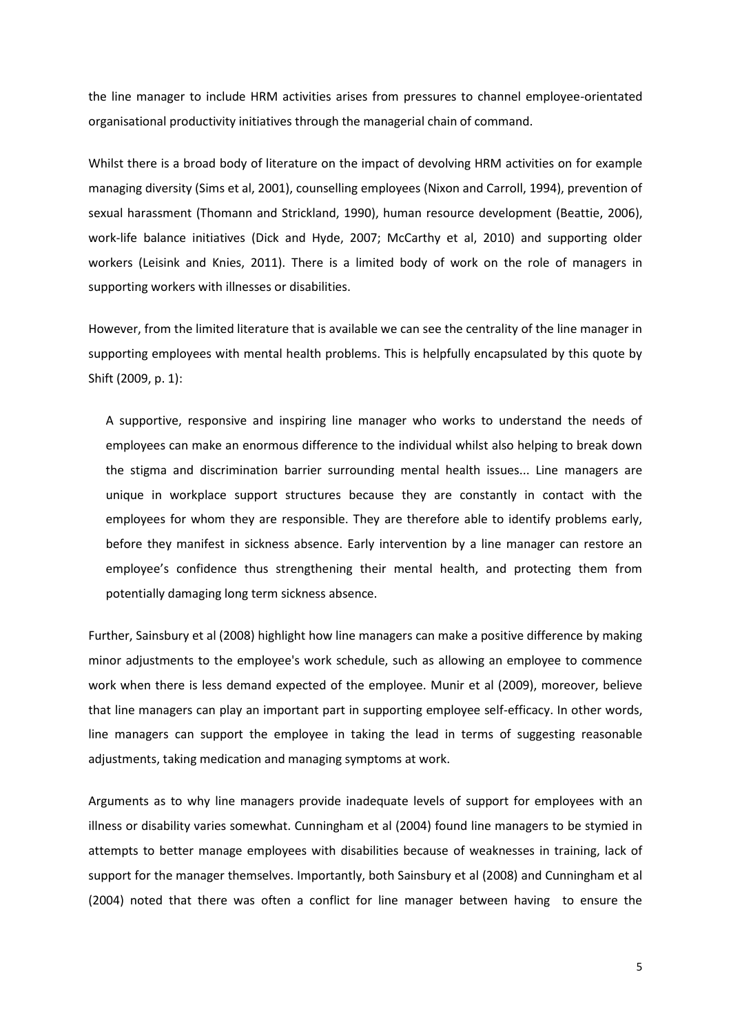the line manager to include HRM activities arises from pressures to channel employee-orientated organisational productivity initiatives through the managerial chain of command.

Whilst there is a broad body of literature on the impact of devolving HRM activities on for example managing diversity (Sims et al, 2001), counselling employees (Nixon and Carroll, 1994), prevention of sexual harassment (Thomann and Strickland, 1990), human resource development (Beattie, 2006), work-life balance initiatives (Dick and Hyde, 2007; McCarthy et al, 2010) and supporting older workers (Leisink and Knies, 2011). There is a limited body of work on the role of managers in supporting workers with illnesses or disabilities.

However, from the limited literature that is available we can see the centrality of the line manager in supporting employees with mental health problems. This is helpfully encapsulated by this quote by Shift (2009, p. 1):

> A supportive, responsive and inspiring line manager who works to understand the needs of employees can make an enormous difference to the individual whilst also helping to break down the stigma and discrimination barrier surrounding mental health issues... Line managers are unique in workplace support structures because they are constantly in contact with the employees for whom they are responsible. They are therefore able to identify problems early, before they manifest in sickness absence. Early intervention by a line manager can restore an employee's confidence thus strengthening their mental health, and protecting them from potentially damaging long term sickness absence.

Further, Sainsbury et al (2008) highlight how line managers can make a positive difference by making minor adjustments to the employee's work schedule, such as allowing an employee to commence work when there is less demand expected of the employee. Munir et al (2009), moreover, believe that line managers can play an important part in supporting employee self-efficacy. In other words, line managers can support the employee in taking the lead in terms of suggesting reasonable adjustments, taking medication and managing symptoms at work.

Arguments as to why line managers provide inadequate levels of support for employees with an illness or disability varies somewhat. Cunningham et al (2004) found line managers to be stymied in attempts to better manage employees with disabilities because of weaknesses in training, lack of support for the manager themselves. Importantly, both Sainsbury et al (2008) and Cunningham et al (2004) noted that there was often a conflict for line manager between having to ensure the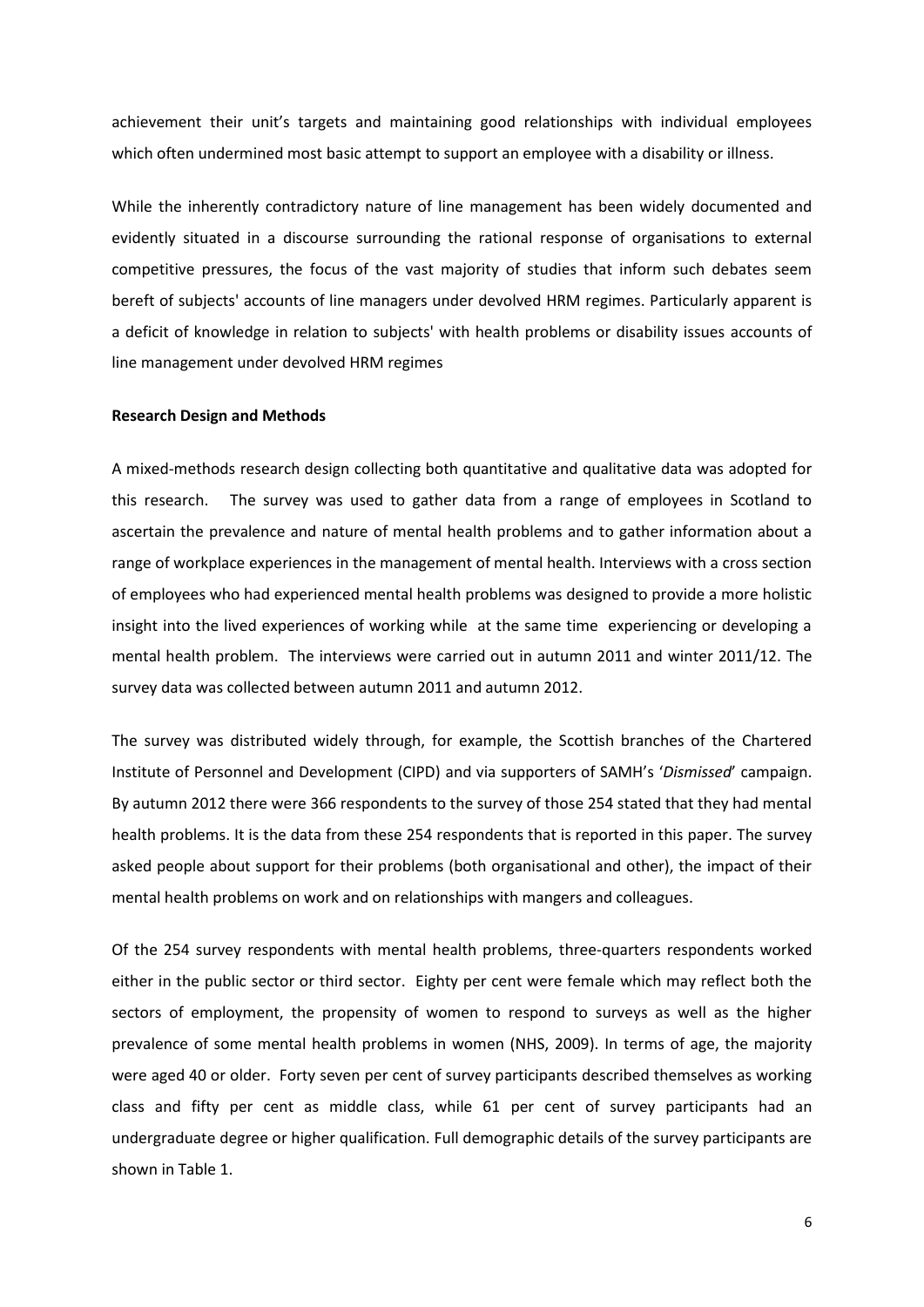achievement their unit's targets and maintaining good relationships with individual employees which often undermined most basic attempt to support an employee with a disability or illness.

While the inherently contradictory nature of line management has been widely documented and evidently situated in a discourse surrounding the rational response of organisations to external competitive pressures, the focus of the vast majority of studies that inform such debates seem bereft of subjects' accounts of line managers under devolved HRM regimes. Particularly apparent is a deficit of knowledge in relation to subjects' with health problems or disability issues accounts of line management under devolved HRM regimes

**Research Design and Methods**

A mixed-methods research design collecting both quantitative and qualitative data was adopted for this research. The survey was used to gather data from a range of employees in Scotland to ascertain the prevalence and nature of mental health problems and to gather information about a range of workplace experiences in the management of mental health. Interviews with a cross section of employees who had experienced mental health problems was designed to provide a more holistic insight into the lived experiences of working while at the same time experiencing or developing a mental health problem. The interviews were carried out in autumn 2011 and winter 2011/12. The survey data was collected between autumn 2011 and autumn 2012.

The survey was distributed widely through, for example, the Scottish branches of the Chartered Institute of Personnel and Development (CIPD) and via supporters of SAMH's '*Dismissed*' campaign. By autumn 2012 there were 366 respondents to the survey of those 254 stated that they had mental health problems. It is the data from these 254 respondents that is reported in this paper. The survey asked people about support for their problems (both organisational and other), the impact of their mental health problems on work and on relationships with mangers and colleagues.

Of the 254 survey respondents with mental health problems, three-quarters respondents worked either in the public sector or third sector. Eighty per cent were female which may reflect both the sectors of employment, the propensity of women to respond to surveys as well as the higher prevalence of some mental health problems in women (NHS, 2009). In terms of age, the majority were aged 40 or older. Forty seven per cent of survey participants described themselves as working class and fifty per cent as middle class, while 61 per cent of survey participants had an undergraduate degree or higher qualification. Full demographic details of the survey participants are shown in Table 1.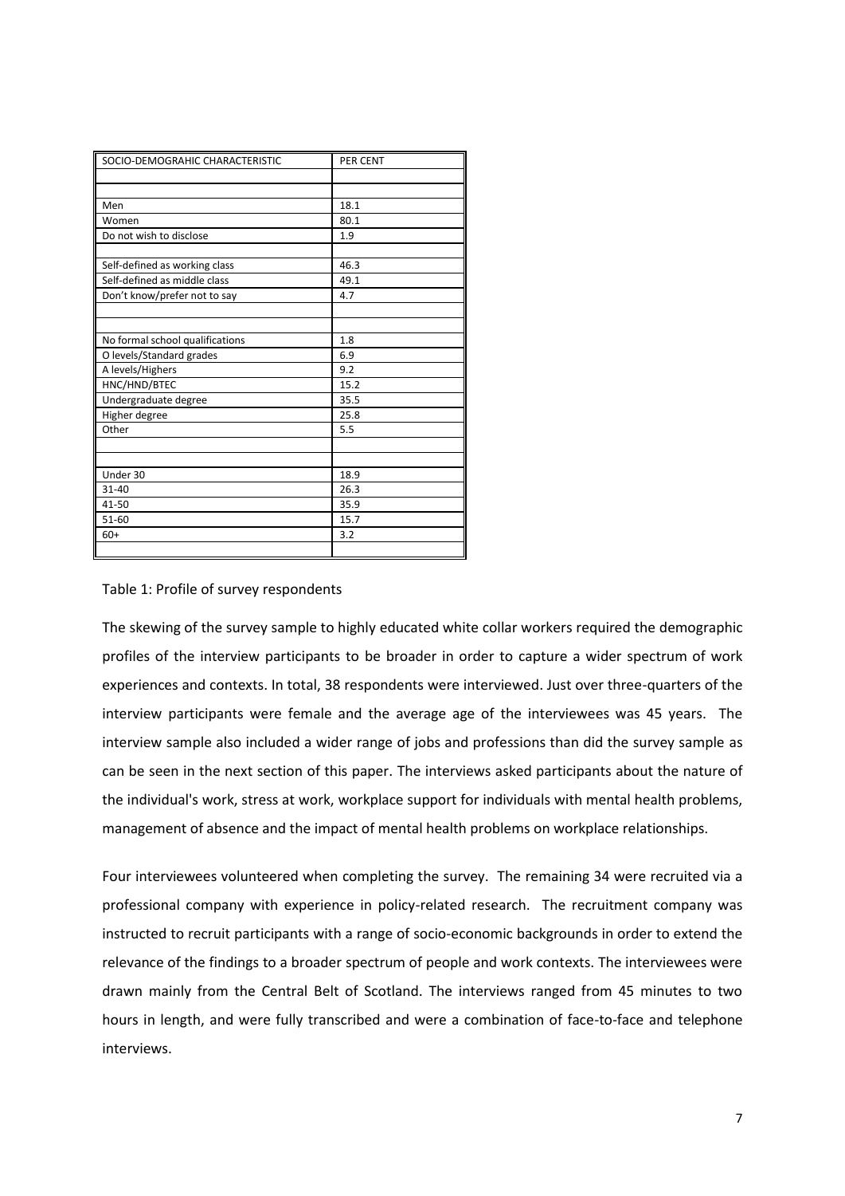| SOCIO-DEMOGRAHIC CHARACTERISTIC | PER CENT |
| --- | --- |
| | |
| | |
| Men | 18.1 |
| Women | 80.1 |
| Do not wish to disclose | 1.9 |
| | |
| Self-defined as working class | 46.3 |
| Self-defined as middle class | 49.1 |
| Don't know/prefer not to say | 4.7 |
| | |
| | |
| No formal school qualifications | 1.8 |
| O levels/Standard grades | 6.9 |
| A levels/Highers | 9.2 |
| HNC/HND/BTEC | 15.2 |
| Undergraduate degree | 35.5 |
| Higher degree | 25.8 |
| Other | 5.5 |
| | |
| | |
| Under 30 | 18.9 |
| 31-40 | 26.3 |
| 41-50 | 35.9 |
| 51-60 | 15.7 |
| 60+ | 3.2 |
| | |

Table 1: Profile of survey respondents

The skewing of the survey sample to highly educated white collar workers required the demographic profiles of the interview participants to be broader in order to capture a wider spectrum of work experiences and contexts. In total, 38 respondents were interviewed. Just over three-quarters of the interview participants were female and the average age of the interviewees was 45 years. The interview sample also included a wider range of jobs and professions than did the survey sample as can be seen in the next section of this paper. The interviews asked participants about the nature of the individual's work, stress at work, workplace support for individuals with mental health problems, management of absence and the impact of mental health problems on workplace relationships.

Four interviewees volunteered when completing the survey. The remaining 34 were recruited via a professional company with experience in policy-related research. The recruitment company was instructed to recruit participants with a range of socio-economic backgrounds in order to extend the relevance of the findings to a broader spectrum of people and work contexts. The interviewees were drawn mainly from the Central Belt of Scotland. The interviews ranged from 45 minutes to two hours in length, and were fully transcribed and were a combination of face-to-face and telephone interviews.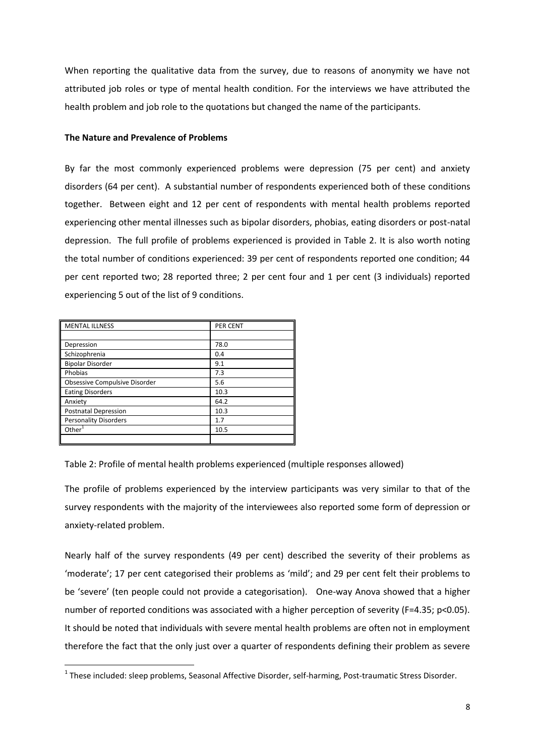When reporting the qualitative data from the survey, due to reasons of anonymity we have not attributed job roles or type of mental health condition. For the interviews we have attributed the health problem and job role to the quotations but changed the name of the participants.

**The Nature and Prevalence of Problems**

By far the most commonly experienced problems were depression (75 per cent) and anxiety disorders (64 per cent). A substantial number of respondents experienced both of these conditions together. Between eight and 12 per cent of respondents with mental health problems reported experiencing other mental illnesses such as bipolar disorders, phobias, eating disorders or post-natal depression. The full profile of problems experienced is provided in Table 2. It is also worth noting the total number of conditions experienced: 39 per cent of respondents reported one condition; 44 per cent reported two; 28 reported three; 2 per cent four and 1 per cent (3 individuals) reported experiencing 5 out of the list of 9 conditions.

| MENTAL ILLNESS | PER CENT |
|---|---|
| Depression | 78.0 |
| Schizophrenia | 0.4 |
| Bipolar Disorder | 9.1 |
| Phobias | 7.3 |
| Obsessive Compulsive Disorder | 5.6 |
| Eating Disorders | 10.3 |
| Anxiety | 64.2 |
| Postnatal Depression | 10.3 |
| Personality Disorders | 1.7 |
| Other[1] | 10.5 |

Table 2: Profile of mental health problems experienced (multiple responses allowed)

The profile of problems experienced by the interview participants was very similar to that of the survey respondents with the majority of the interviewees also reported some form of depression or anxiety-related problem.

Nearly half of the survey respondents (49 per cent) described the severity of their problems as 'moderate'; 17 per cent categorised their problems as 'mild'; and 29 per cent felt their problems to be 'severe' (ten people could not provide a categorisation). One-way Anova showed that a higher number of reported conditions was associated with a higher perception of severity ($F=4.35$; $p<0.05$). It should be noted that individuals with severe mental health problems are often not in employment therefore the fact that the only just over a quarter of respondents defining their problem as severe

[1] These included: sleep problems, Seasonal Affective Disorder, self-harming, Post-traumatic Stress Disorder.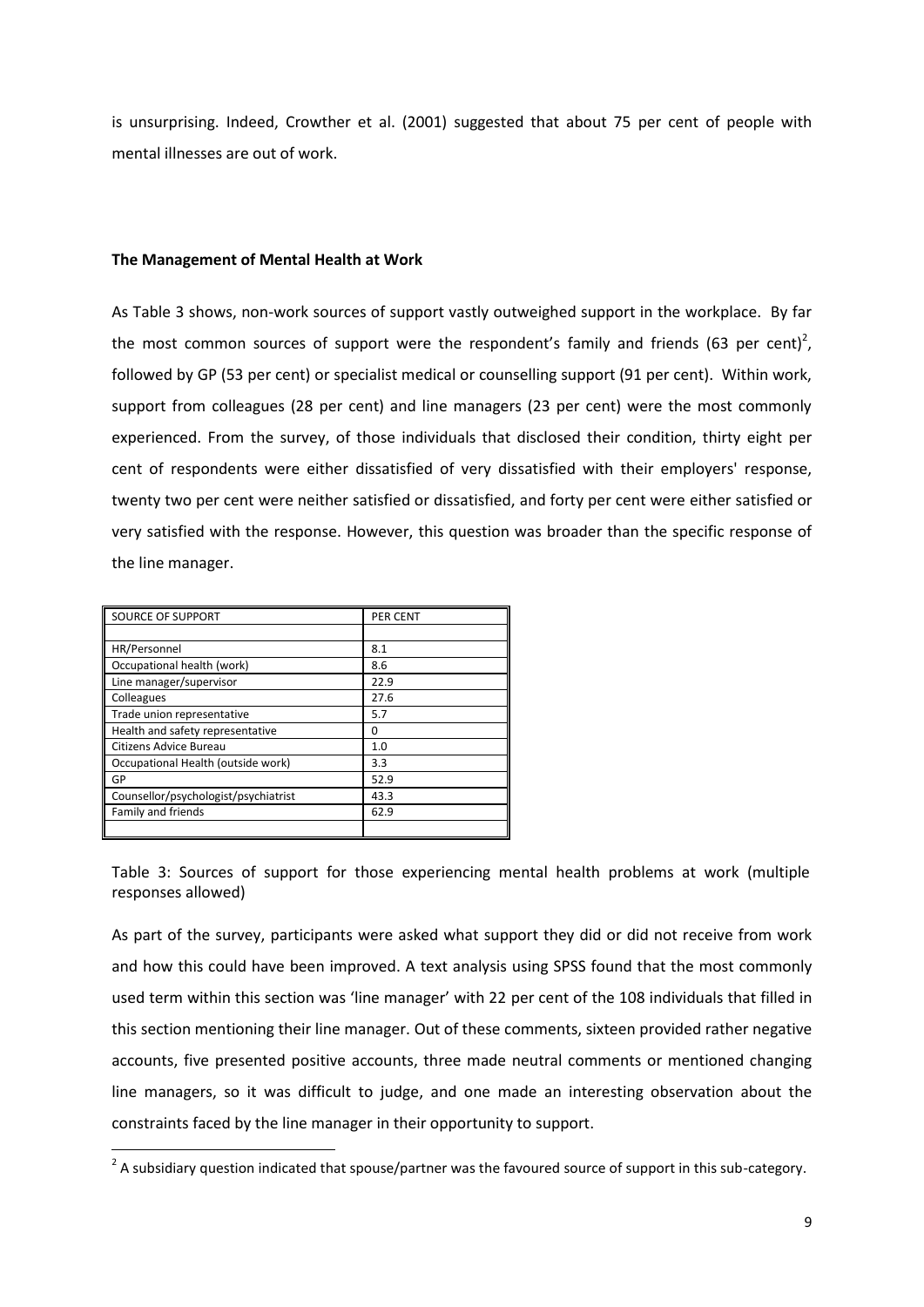is unsurprising. Indeed, Crowther et al. (2001) suggested that about 75 per cent of people with mental illnesses are out of work.

### The Management of Mental Health at Work

As Table 3 shows, non-work sources of support vastly outweighed support in the workplace. By far the most common sources of support were the respondent's family and friends (63 per cent)[2], followed by GP (53 per cent) or specialist medical or counselling support (91 per cent). Within work, support from colleagues (28 per cent) and line managers (23 per cent) were the most commonly experienced. From the survey, of those individuals that disclosed their condition, thirty eight per cent of respondents were either dissatisfied of very dissatisfied with their employers' response, twenty two per cent were neither satisfied or dissatisfied, and forty per cent were either satisfied or very satisfied with the response. However, this question was broader than the specific response of the line manager.

| SOURCE OF SUPPORT | PER CENT |
| --- | --- |
| HR/Personnel | 8.1 |
| Occupational health (work) | 8.6 |
| Line manager/supervisor | 22.9 |
| Colleagues | 27.6 |
| Trade union representative | 5.7 |
| Health and safety representative | 0 |
| Citizens Advice Bureau | 1.0 |
| Occupational Health (outside work) | 3.3 |
| GP | 52.9 |
| Counsellor/psychologist/psychiatrist | 43.3 |
| Family and friends | 62.9 |

Table 3: Sources of support for those experiencing mental health problems at work (multiple responses allowed)

As part of the survey, participants were asked what support they did or did not receive from work and how this could have been improved. A text analysis using SPSS found that the most commonly used term within this section was 'line manager' with 22 per cent of the 108 individuals that filled in this section mentioning their line manager. Out of these comments, sixteen provided rather negative accounts, five presented positive accounts, three made neutral comments or mentioned changing line managers, so it was difficult to judge, and one made an interesting observation about the constraints faced by the line manager in their opportunity to support.

[2] A subsidiary question indicated that spouse/partner was the favoured source of support in this sub-category.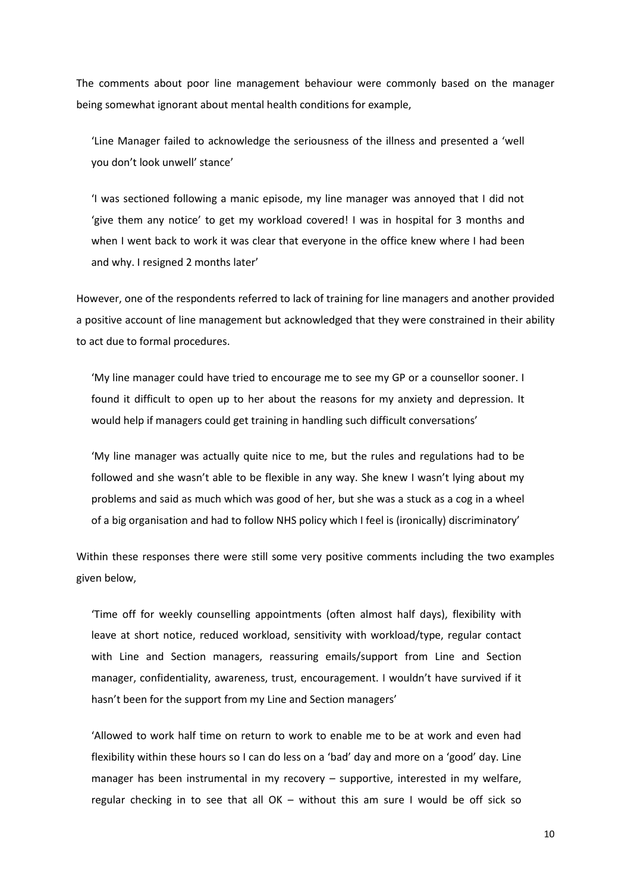The comments about poor line management behaviour were commonly based on the manager being somewhat ignorant about mental health conditions for example,

> 'Line Manager failed to acknowledge the seriousness of the illness and presented a 'well you don't look unwell' stance'

> 'I was sectioned following a manic episode, my line manager was annoyed that I did not 'give them any notice' to get my workload covered! I was in hospital for 3 months and when I went back to work it was clear that everyone in the office knew where I had been and why. I resigned 2 months later'

However, one of the respondents referred to lack of training for line managers and another provided a positive account of line management but acknowledged that they were constrained in their ability to act due to formal procedures.

> 'My line manager could have tried to encourage me to see my GP or a counsellor sooner. I found it difficult to open up to her about the reasons for my anxiety and depression. It would help if managers could get training in handling such difficult conversations'

> 'My line manager was actually quite nice to me, but the rules and regulations had to be followed and she wasn't able to be flexible in any way. She knew I wasn't lying about my problems and said as much which was good of her, but she was a stuck as a cog in a wheel of a big organisation and had to follow NHS policy which I feel is (ironically) discriminatory'

Within these responses there were still some very positive comments including the two examples given below,

> 'Time off for weekly counselling appointments (often almost half days), flexibility with leave at short notice, reduced workload, sensitivity with workload/type, regular contact with Line and Section managers, reassuring emails/support from Line and Section manager, confidentiality, awareness, trust, encouragement. I wouldn't have survived if it hasn't been for the support from my Line and Section managers'

> 'Allowed to work half time on return to work to enable me to be at work and even had flexibility within these hours so I can do less on a 'bad' day and more on a 'good' day. Line manager has been instrumental in my recovery – supportive, interested in my welfare, regular checking in to see that all OK – without this am sure I would be off sick so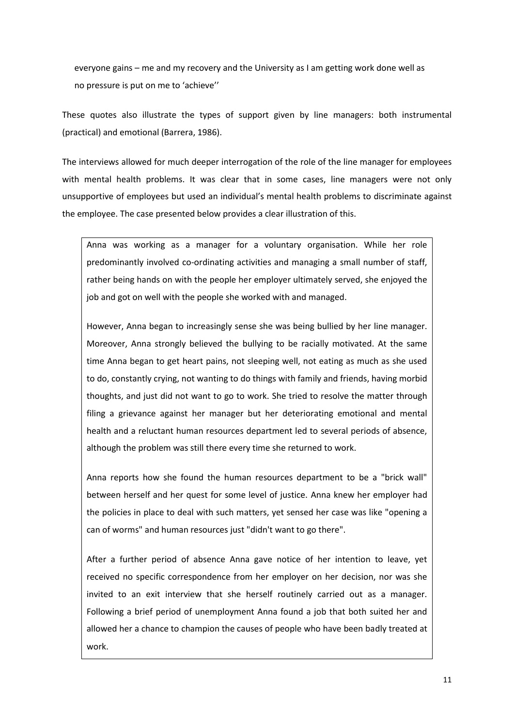everyone gains – me and my recovery and the University as I am getting work done well as no pressure is put on me to 'achieve''

These quotes also illustrate the types of support given by line managers: both instrumental (practical) and emotional (Barrera, 1986).

The interviews allowed for much deeper interrogation of the role of the line manager for employees with mental health problems. It was clear that in some cases, line managers were not only unsupportive of employees but used an individual's mental health problems to discriminate against the employee. The case presented below provides a clear illustration of this.

> Anna was working as a manager for a voluntary organisation. While her role predominantly involved co-ordinating activities and managing a small number of staff, rather being hands on with the people her employer ultimately served, she enjoyed the job and got on well with the people she worked with and managed.
>
> However, Anna began to increasingly sense she was being bullied by her line manager. Moreover, Anna strongly believed the bullying to be racially motivated. At the same time Anna began to get heart pains, not sleeping well, not eating as much as she used to do, constantly crying, not wanting to do things with family and friends, having morbid thoughts, and just did not want to go to work. She tried to resolve the matter through filing a grievance against her manager but her deteriorating emotional and mental health and a reluctant human resources department led to several periods of absence, although the problem was still there every time she returned to work.
>
> Anna reports how she found the human resources department to be a "brick wall" between herself and her quest for some level of justice. Anna knew her employer had the policies in place to deal with such matters, yet sensed her case was like "opening a can of worms" and human resources just "didn't want to go there".
>
> After a further period of absence Anna gave notice of her intention to leave, yet received no specific correspondence from her employer on her decision, nor was she invited to an exit interview that she herself routinely carried out as a manager. Following a brief period of unemployment Anna found a job that both suited her and allowed her a chance to champion the causes of people who have been badly treated at work.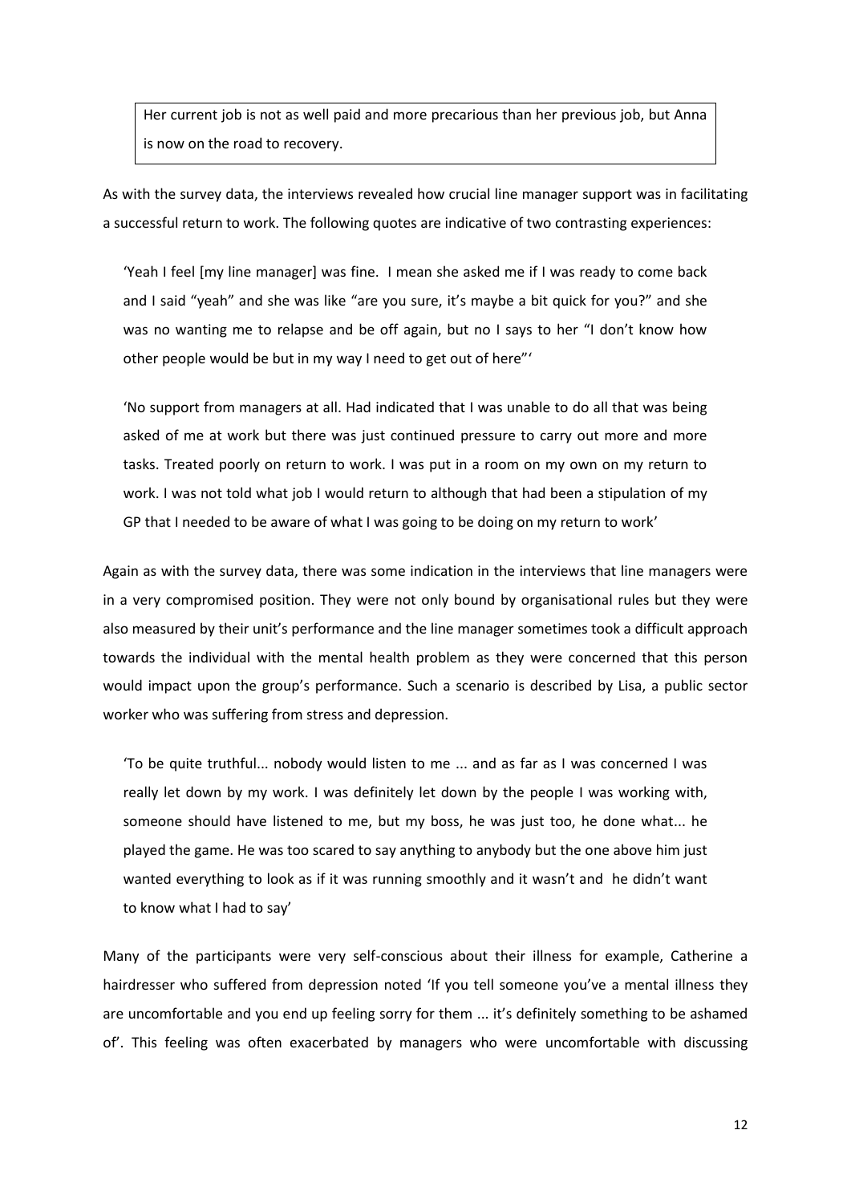> Her current job is not as well paid and more precarious than her previous job, but Anna is now on the road to recovery.

As with the survey data, the interviews revealed how crucial line manager support was in facilitating a successful return to work. The following quotes are indicative of two contrasting experiences:

> 'Yeah I feel [my line manager] was fine. I mean she asked me if I was ready to come back and I said "yeah" and she was like "are you sure, it's maybe a bit quick for you?" and she was no wanting me to relapse and be off again, but no I says to her "I don't know how other people would be but in my way I need to get out of here"'

> 'No support from managers at all. Had indicated that I was unable to do all that was being asked of me at work but there was just continued pressure to carry out more and more tasks. Treated poorly on return to work. I was put in a room on my own on my return to work. I was not told what job I would return to although that had been a stipulation of my GP that I needed to be aware of what I was going to be doing on my return to work'

Again as with the survey data, there was some indication in the interviews that line managers were in a very compromised position. They were not only bound by organisational rules but they were also measured by their unit's performance and the line manager sometimes took a difficult approach towards the individual with the mental health problem as they were concerned that this person would impact upon the group's performance. Such a scenario is described by Lisa, a public sector worker who was suffering from stress and depression.

> 'To be quite truthful... nobody would listen to me ... and as far as I was concerned I was really let down by my work. I was definitely let down by the people I was working with, someone should have listened to me, but my boss, he was just too, he done what... he played the game. He was too scared to say anything to anybody but the one above him just wanted everything to look as if it was running smoothly and it wasn't and he didn't want to know what I had to say'

Many of the participants were very self-conscious about their illness for example, Catherine a hairdresser who suffered from depression noted 'If you tell someone you've a mental illness they are uncomfortable and you end up feeling sorry for them ... it's definitely something to be ashamed of'. This feeling was often exacerbated by managers who were uncomfortable with discussing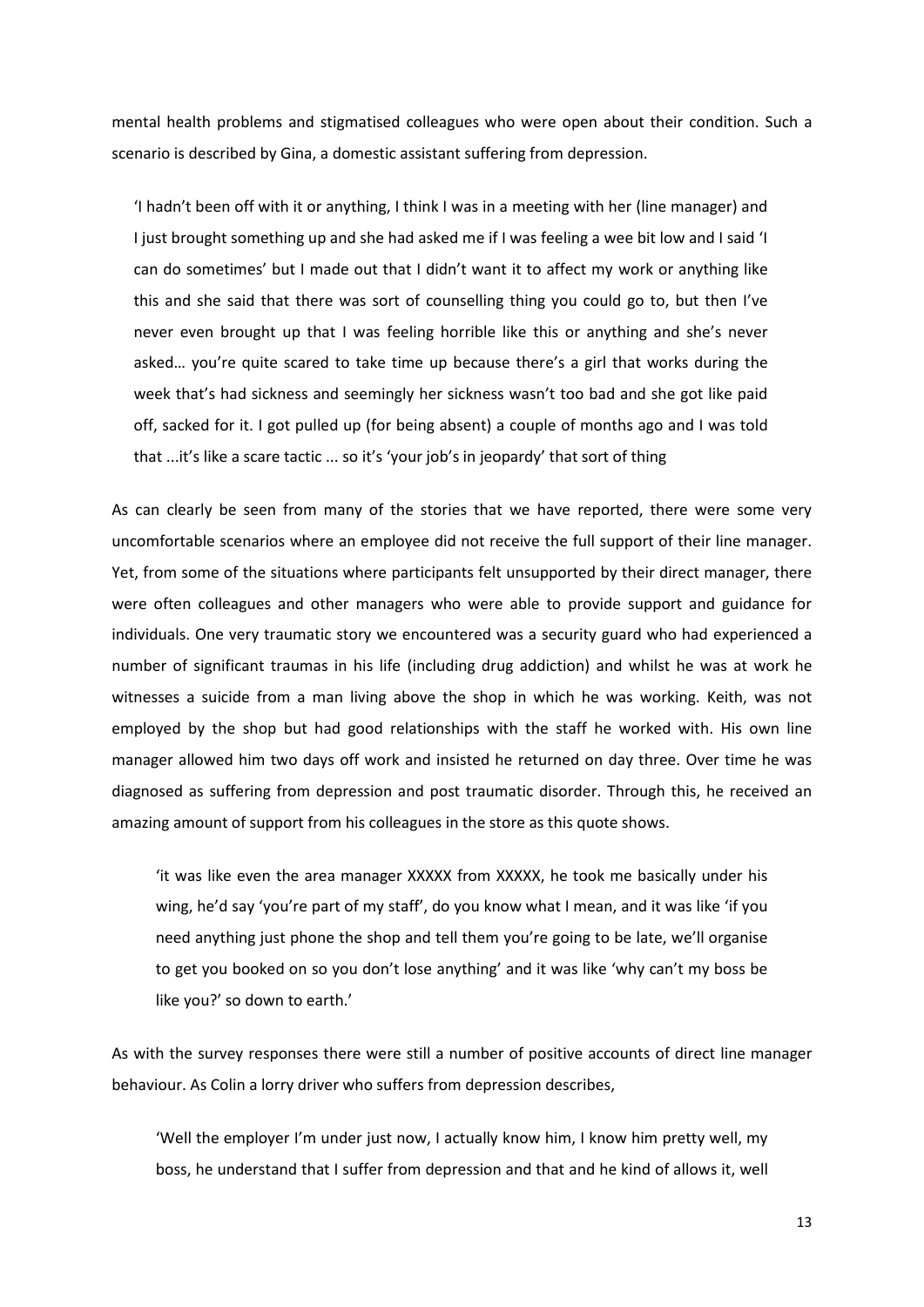mental health problems and stigmatised colleagues who were open about their condition. Such a scenario is described by Gina, a domestic assistant suffering from depression.

> 'I hadn't been off with it or anything, I think I was in a meeting with her (line manager) and I just brought something up and she had asked me if I was feeling a wee bit low and I said 'I can do sometimes' but I made out that I didn't want it to affect my work or anything like this and she said that there was sort of counselling thing you could go to, but then I've never even brought up that I was feeling horrible like this or anything and she's never asked… you're quite scared to take time up because there's a girl that works during the week that's had sickness and seemingly her sickness wasn't too bad and she got like paid off, sacked for it. I got pulled up (for being absent) a couple of months ago and I was told that ...it's like a scare tactic ... so it's 'your job's in jeopardy' that sort of thing

As can clearly be seen from many of the stories that we have reported, there were some very uncomfortable scenarios where an employee did not receive the full support of their line manager. Yet, from some of the situations where participants felt unsupported by their direct manager, there were often colleagues and other managers who were able to provide support and guidance for individuals. One very traumatic story we encountered was a security guard who had experienced a number of significant traumas in his life (including drug addiction) and whilst he was at work he witnesses a suicide from a man living above the shop in which he was working. Keith, was not employed by the shop but had good relationships with the staff he worked with. His own line manager allowed him two days off work and insisted he returned on day three. Over time he was diagnosed as suffering from depression and post traumatic disorder. Through this, he received an amazing amount of support from his colleagues in the store as this quote shows.

> 'it was like even the area manager XXXXX from XXXXX, he took me basically under his wing, he'd say 'you're part of my staff', do you know what I mean, and it was like 'if you need anything just phone the shop and tell them you're going to be late, we'll organise to get you booked on so you don't lose anything' and it was like 'why can't my boss be like you?' so down to earth.'

As with the survey responses there were still a number of positive accounts of direct line manager behaviour. As Colin a lorry driver who suffers from depression describes,

> 'Well the employer I'm under just now, I actually know him, I know him pretty well, my boss, he understand that I suffer from depression and that and he kind of allows it, well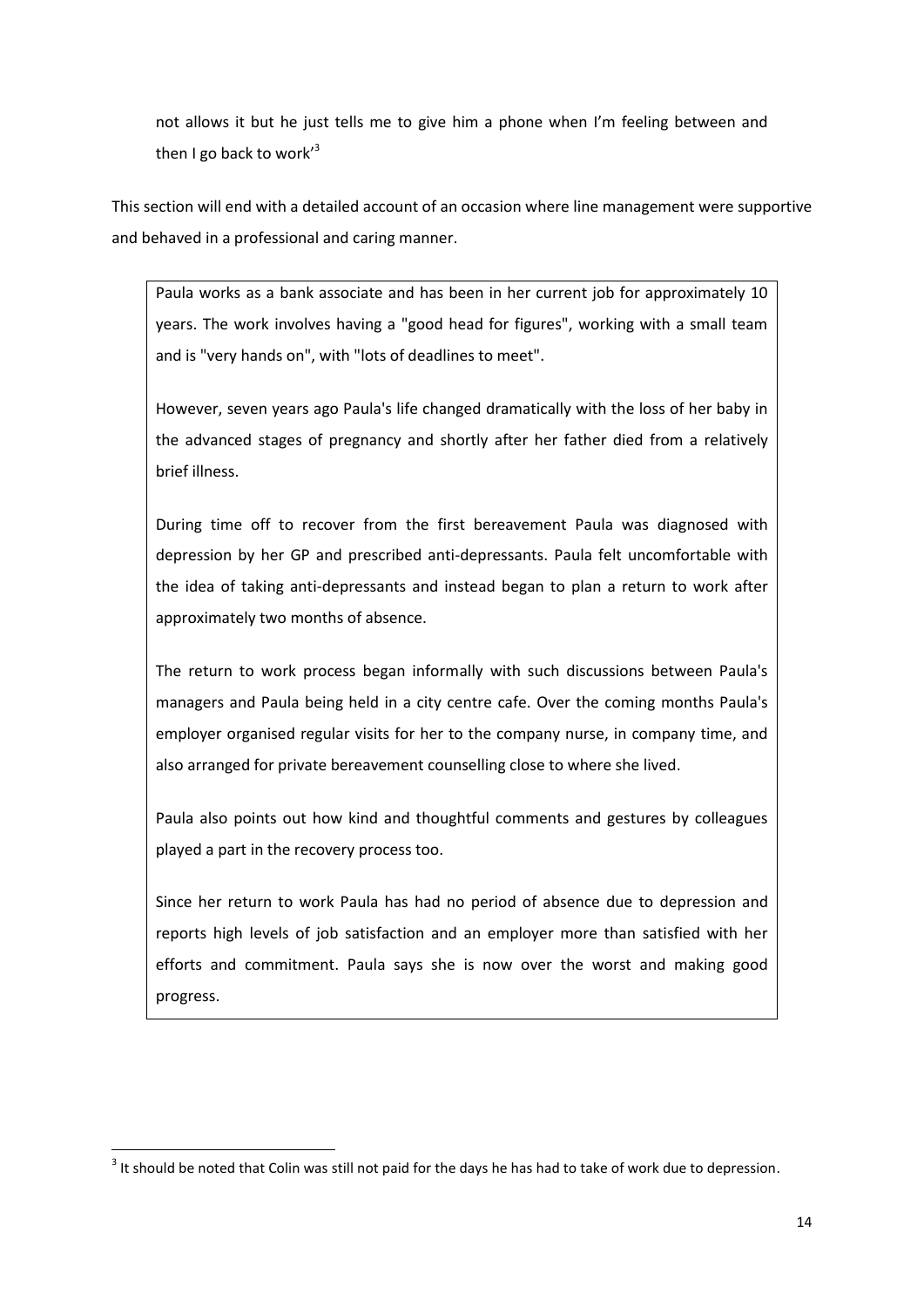not allows it but he just tells me to give him a phone when I'm feeling between and then I go back to work'[3]

This section will end with a detailed account of an occasion where line management were supportive and behaved in a professional and caring manner.

> Paula works as a bank associate and has been in her current job for approximately 10 years. The work involves having a "good head for figures", working with a small team and is "very hands on", with "lots of deadlines to meet".
>
> However, seven years ago Paula's life changed dramatically with the loss of her baby in the advanced stages of pregnancy and shortly after her father died from a relatively brief illness.
>
> During time off to recover from the first bereavement Paula was diagnosed with depression by her GP and prescribed anti-depressants. Paula felt uncomfortable with the idea of taking anti-depressants and instead began to plan a return to work after approximately two months of absence.
>
> The return to work process began informally with such discussions between Paula's managers and Paula being held in a city centre cafe. Over the coming months Paula's employer organised regular visits for her to the company nurse, in company time, and also arranged for private bereavement counselling close to where she lived.
>
> Paula also points out how kind and thoughtful comments and gestures by colleagues played a part in the recovery process too.
>
> Since her return to work Paula has had no period of absence due to depression and reports high levels of job satisfaction and an employer more than satisfied with her efforts and commitment. Paula says she is now over the worst and making good progress.

[3] It should be noted that Colin was still not paid for the days he has had to take of work due to depression.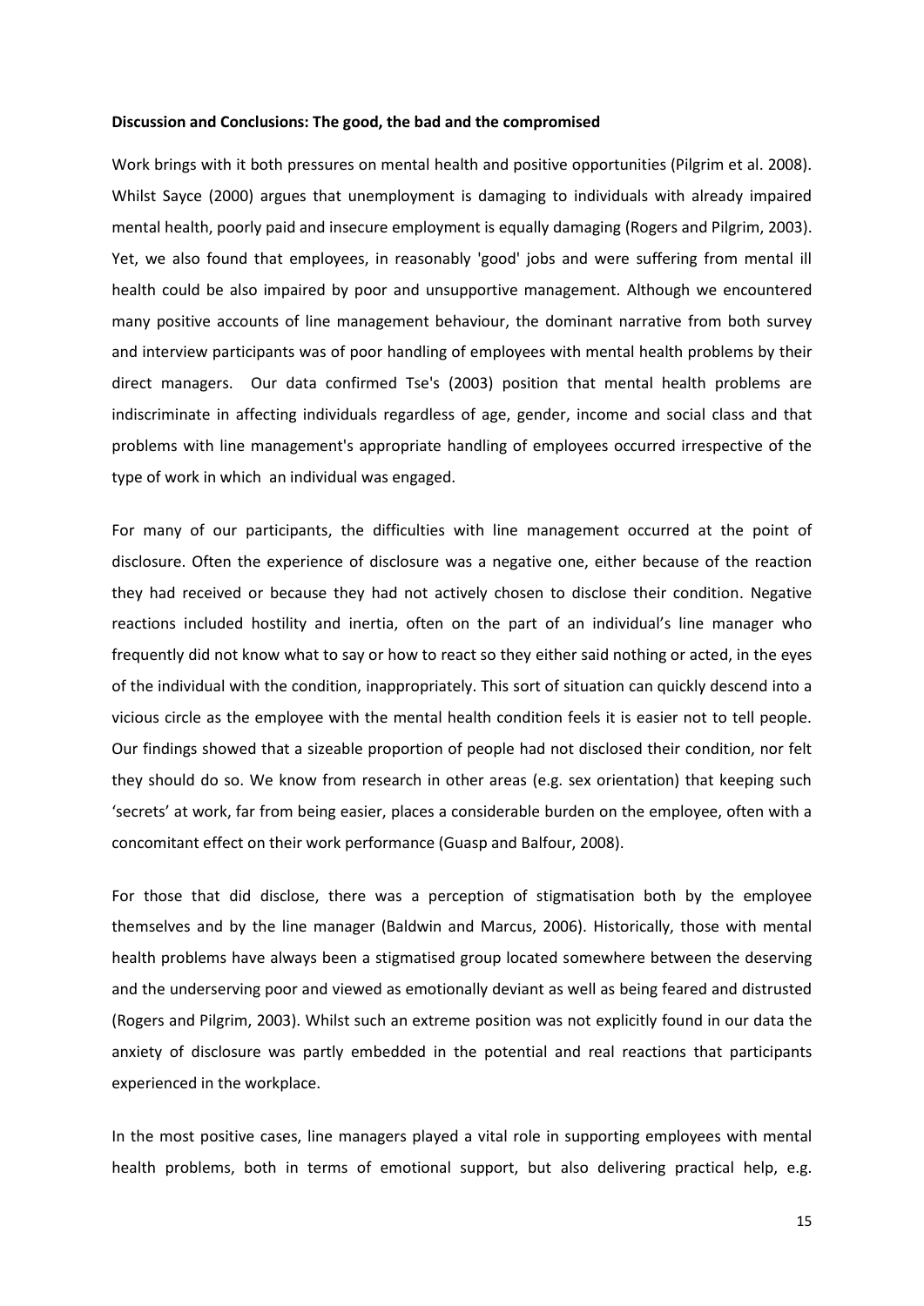**Discussion and Conclusions: The good, the bad and the compromised**

Work brings with it both pressures on mental health and positive opportunities (Pilgrim et al. 2008). Whilst Sayce (2000) argues that unemployment is damaging to individuals with already impaired mental health, poorly paid and insecure employment is equally damaging (Rogers and Pilgrim, 2003). Yet, we also found that employees, in reasonably 'good' jobs and were suffering from mental ill health could be also impaired by poor and unsupportive management. Although we encountered many positive accounts of line management behaviour, the dominant narrative from both survey and interview participants was of poor handling of employees with mental health problems by their direct managers. Our data confirmed Tse's (2003) position that mental health problems are indiscriminate in affecting individuals regardless of age, gender, income and social class and that problems with line management's appropriate handling of employees occurred irrespective of the type of work in which an individual was engaged.

For many of our participants, the difficulties with line management occurred at the point of disclosure. Often the experience of disclosure was a negative one, either because of the reaction they had received or because they had not actively chosen to disclose their condition. Negative reactions included hostility and inertia, often on the part of an individual's line manager who frequently did not know what to say or how to react so they either said nothing or acted, in the eyes of the individual with the condition, inappropriately. This sort of situation can quickly descend into a vicious circle as the employee with the mental health condition feels it is easier not to tell people. Our findings showed that a sizeable proportion of people had not disclosed their condition, nor felt they should do so. We know from research in other areas (e.g. sex orientation) that keeping such 'secrets' at work, far from being easier, places a considerable burden on the employee, often with a concomitant effect on their work performance (Guasp and Balfour, 2008).

For those that did disclose, there was a perception of stigmatisation both by the employee themselves and by the line manager (Baldwin and Marcus, 2006). Historically, those with mental health problems have always been a stigmatised group located somewhere between the deserving and the underserving poor and viewed as emotionally deviant as well as being feared and distrusted (Rogers and Pilgrim, 2003). Whilst such an extreme position was not explicitly found in our data the anxiety of disclosure was partly embedded in the potential and real reactions that participants experienced in the workplace.

In the most positive cases, line managers played a vital role in supporting employees with mental health problems, both in terms of emotional support, but also delivering practical help, e.g.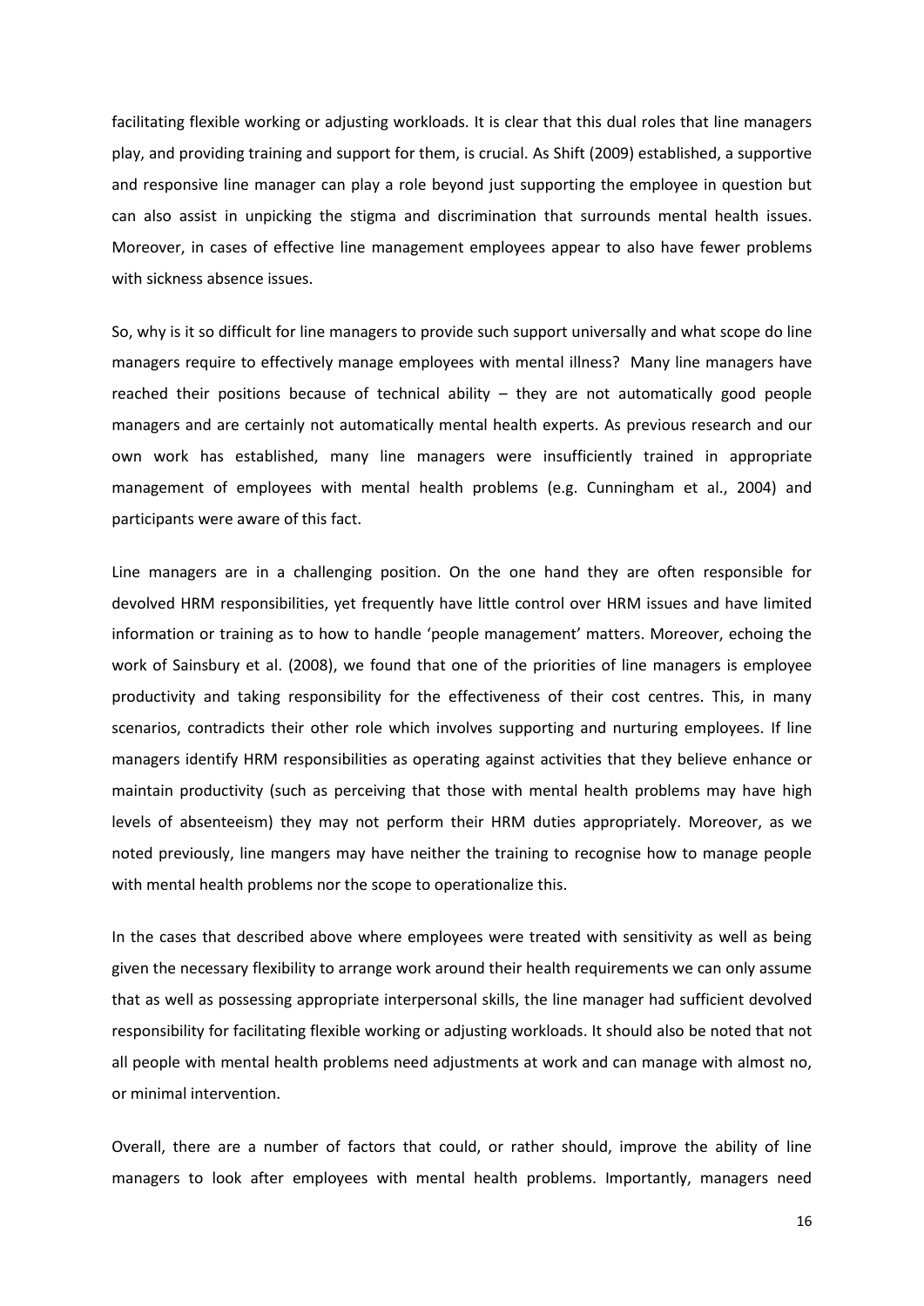facilitating flexible working or adjusting workloads. It is clear that this dual roles that line managers play, and providing training and support for them, is crucial. As Shift (2009) established, a supportive and responsive line manager can play a role beyond just supporting the employee in question but can also assist in unpicking the stigma and discrimination that surrounds mental health issues. Moreover, in cases of effective line management employees appear to also have fewer problems with sickness absence issues.

So, why is it so difficult for line managers to provide such support universally and what scope do line managers require to effectively manage employees with mental illness? Many line managers have reached their positions because of technical ability – they are not automatically good people managers and are certainly not automatically mental health experts. As previous research and our own work has established, many line managers were insufficiently trained in appropriate management of employees with mental health problems (e.g. Cunningham et al., 2004) and participants were aware of this fact.

Line managers are in a challenging position. On the one hand they are often responsible for devolved HRM responsibilities, yet frequently have little control over HRM issues and have limited information or training as to how to handle 'people management' matters. Moreover, echoing the work of Sainsbury et al. (2008), we found that one of the priorities of line managers is employee productivity and taking responsibility for the effectiveness of their cost centres. This, in many scenarios, contradicts their other role which involves supporting and nurturing employees. If line managers identify HRM responsibilities as operating against activities that they believe enhance or maintain productivity (such as perceiving that those with mental health problems may have high levels of absenteeism) they may not perform their HRM duties appropriately. Moreover, as we noted previously, line mangers may have neither the training to recognise how to manage people with mental health problems nor the scope to operationalize this.

In the cases that described above where employees were treated with sensitivity as well as being given the necessary flexibility to arrange work around their health requirements we can only assume that as well as possessing appropriate interpersonal skills, the line manager had sufficient devolved responsibility for facilitating flexible working or adjusting workloads. It should also be noted that not all people with mental health problems need adjustments at work and can manage with almost no, or minimal intervention.

Overall, there are a number of factors that could, or rather should, improve the ability of line managers to look after employees with mental health problems. Importantly, managers need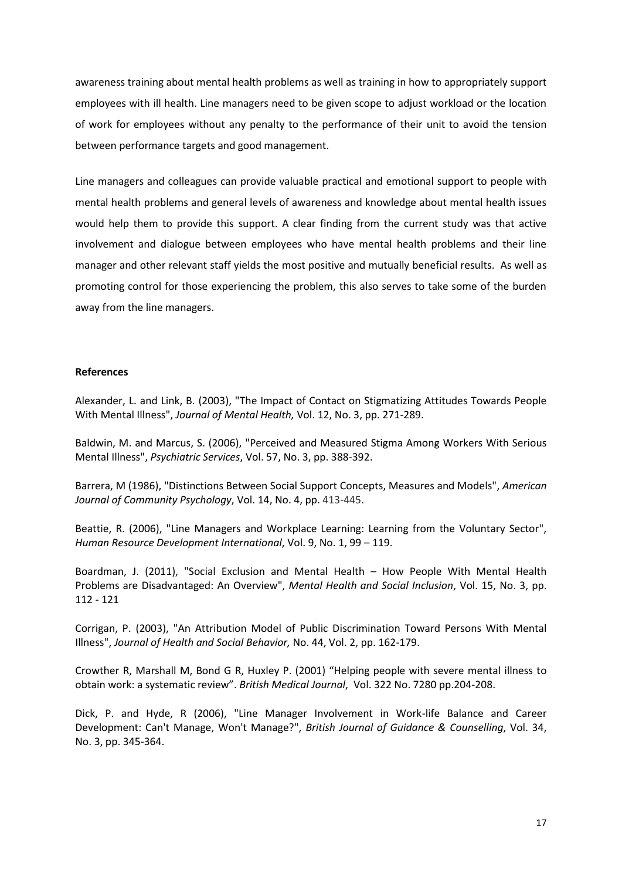awareness training about mental health problems as well as training in how to appropriately support employees with ill health. Line managers need to be given scope to adjust workload or the location of work for employees without any penalty to the performance of their unit to avoid the tension between performance targets and good management.

Line managers and colleagues can provide valuable practical and emotional support to people with mental health problems and general levels of awareness and knowledge about mental health issues would help them to provide this support. A clear finding from the current study was that active involvement and dialogue between employees who have mental health problems and their line manager and other relevant staff yields the most positive and mutually beneficial results. As well as promoting control for those experiencing the problem, this also serves to take some of the burden away from the line managers.

**References**

Alexander, L. and Link, B. (2003), "The Impact of Contact on Stigmatizing Attitudes Towards People With Mental Illness", *Journal of Mental Health,* Vol. 12, No. 3, pp. 271-289.

Baldwin, M. and Marcus, S. (2006), "Perceived and Measured Stigma Among Workers With Serious Mental Illness", *Psychiatric Services*, Vol. 57, No. 3, pp. 388-392.

Barrera, M (1986), "Distinctions Between Social Support Concepts, Measures and Models", *American Journal of Community Psychology*, Vol. 14, No. 4, pp. 413-445.

Beattie, R. (2006), "Line Managers and Workplace Learning: Learning from the Voluntary Sector", *Human Resource Development International*, Vol. 9, No. 1, 99 – 119.

Boardman, J. (2011), "Social Exclusion and Mental Health – How People With Mental Health Problems are Disadvantaged: An Overview", *Mental Health and Social Inclusion*, Vol. 15, No. 3, pp. 112 - 121

Corrigan, P. (2003), "An Attribution Model of Public Discrimination Toward Persons With Mental Illness", *Journal of Health and Social Behavior,* No. 44, Vol. 2, pp. 162-179.

Crowther R, Marshall M, Bond G R, Huxley P. (2001) "Helping people with severe mental illness to obtain work: a systematic review". *British Medical Journal*, Vol. 322 No. 7280 pp.204-208.

Dick, P. and Hyde, R (2006), "Line Manager Involvement in Work-life Balance and Career Development: Can't Manage, Won't Manage?", *British Journal of Guidance & Counselling*, Vol. 34, No. 3, pp. 345-364.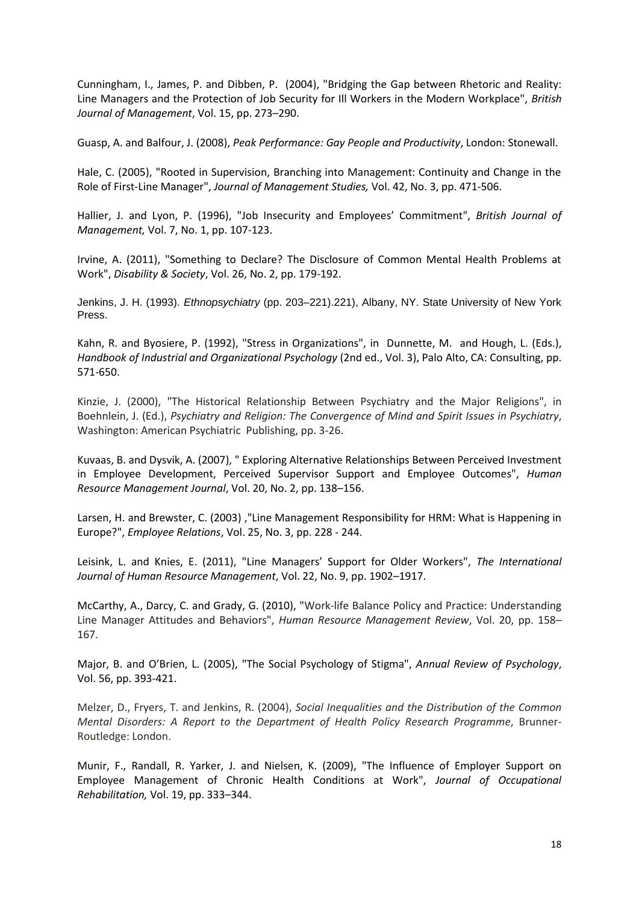Cunningham, I., James, P. and Dibben, P. (2004), "Bridging the Gap between Rhetoric and Reality: Line Managers and the Protection of Job Security for Ill Workers in the Modern Workplace", *British Journal of Management*, Vol. 15, pp. 273–290.

Guasp, A. and Balfour, J. (2008), *Peak Performance: Gay People and Productivity*, London: Stonewall.

Hale, C. (2005), "Rooted in Supervision, Branching into Management: Continuity and Change in the Role of First-Line Manager", *Journal of Management Studies,* Vol. 42, No. 3, pp. 471-506.

Hallier, J. and Lyon, P. (1996), "Job Insecurity and Employees' Commitment", *British Journal of Management,* Vol. 7, No. 1, pp. 107-123.

Irvine, A. (2011), "Something to Declare? The Disclosure of Common Mental Health Problems at Work", *Disability & Society*, Vol. 26, No. 2, pp. 179-192.

Jenkins, J. H. (1993). *Ethnopsychiatry* (pp. 203–221).221), Albany, NY. State University of New York Press.

Kahn, R. and Byosiere, P. (1992), "Stress in Organizations", in Dunnette, M. and Hough, L. (Eds.), *Handbook of Industrial and Organizational Psychology* (2nd ed., Vol. 3), Palo Alto, CA: Consulting, pp. 571-650.

Kinzie, J. (2000), "The Historical Relationship Between Psychiatry and the Major Religions", in Boehnlein, J. (Ed.), *Psychiatry and Religion: The Convergence of Mind and Spirit Issues in Psychiatry*, Washington: American Psychiatric Publishing, pp. 3-26.

Kuvaas, B. and Dysvik, A. (2007), " Exploring Alternative Relationships Between Perceived Investment in Employee Development, Perceived Supervisor Support and Employee Outcomes", *Human Resource Management Journal*, Vol. 20, No. 2, pp. 138–156.

Larsen, H. and Brewster, C. (2003) ,"Line Management Responsibility for HRM: What is Happening in Europe?", *Employee Relations*, Vol. 25, No. 3, pp. 228 - 244.

Leisink, L. and Knies, E. (2011), "Line Managers' Support for Older Workers", *The International Journal of Human Resource Management*, Vol. 22, No. 9, pp. 1902–1917.

McCarthy, A., Darcy, C. and Grady, G. (2010), "Work-life Balance Policy and Practice: Understanding Line Manager Attitudes and Behaviors", *Human Resource Management Review*, Vol. 20, pp. 158–167.

Major, B. and O'Brien, L. (2005), "The Social Psychology of Stigma", *Annual Review of Psychology*, Vol. 56, pp. 393-421.

Melzer, D., Fryers, T. and Jenkins, R. (2004), *Social Inequalities and the Distribution of the Common Mental Disorders: A Report to the Department of Health Policy Research Programme*, Brunner-Routledge: London.

Munir, F., Randall, R. Yarker, J. and Nielsen, K. (2009), "The Influence of Employer Support on Employee Management of Chronic Health Conditions at Work", *Journal of Occupational Rehabilitation,* Vol. 19, pp. 333–344.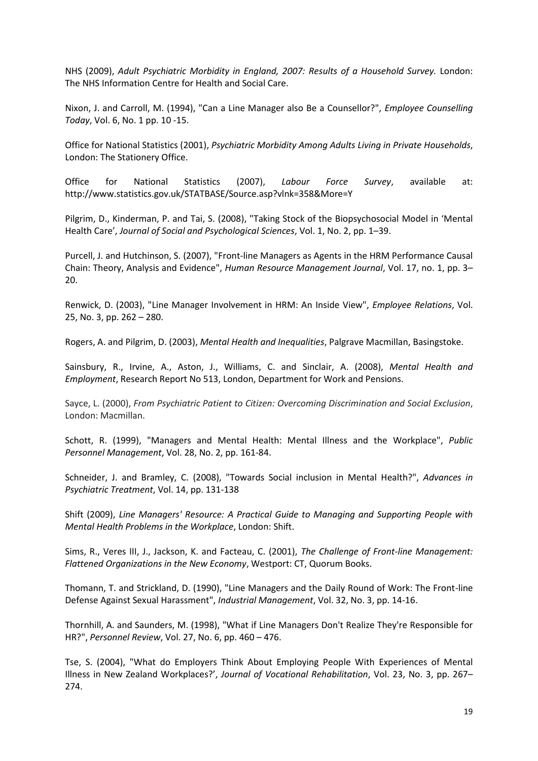NHS (2009), *Adult Psychiatric Morbidity in England, 2007: Results of a Household Survey.* London: The NHS Information Centre for Health and Social Care.

Nixon, J. and Carroll, M. (1994), "Can a Line Manager also Be a Counsellor?", *Employee Counselling Today*, Vol. 6, No. 1 pp. 10 -15.

Office for National Statistics (2001), *Psychiatric Morbidity Among Adults Living in Private Households*, London: The Stationery Office.

Office for National Statistics (2007), *Labour Force Survey*, available at: http://www.statistics.gov.uk/STATBASE/Source.asp?vlnk=358&More=Y

Pilgrim, D., Kinderman, P. and Tai, S. (2008), "Taking Stock of the Biopsychosocial Model in 'Mental Health Care', *Journal of Social and Psychological Sciences*, Vol. 1, No. 2, pp. 1–39.

Purcell, J. and Hutchinson, S. (2007), "Front-line Managers as Agents in the HRM Performance Causal Chain: Theory, Analysis and Evidence", *Human Resource Management Journal*, Vol. 17, no. 1, pp. 3–20.

Renwick, D. (2003), "Line Manager Involvement in HRM: An Inside View", *Employee Relations*, Vol. 25, No. 3, pp. 262 – 280.

Rogers, A. and Pilgrim, D. (2003), *Mental Health and Inequalities*, Palgrave Macmillan, Basingstoke.

Sainsbury, R., Irvine, A., Aston, J., Williams, C. and Sinclair, A. (2008), *Mental Health and Employment*, Research Report No 513, London, Department for Work and Pensions.

Sayce, L. (2000), *From Psychiatric Patient to Citizen: Overcoming Discrimination and Social Exclusion*, London: Macmillan.

Schott, R. (1999), "Managers and Mental Health: Mental Illness and the Workplace", *Public Personnel Management*, Vol. 28, No. 2, pp. 161-84.

Schneider, J. and Bramley, C. (2008), "Towards Social inclusion in Mental Health?", *Advances in Psychiatric Treatment*, Vol. 14, pp. 131-138

Shift (2009), *Line Managers' Resource: A Practical Guide to Managing and Supporting People with Mental Health Problems in the Workplace*, London: Shift.

Sims, R., Veres III, J., Jackson, K. and Facteau, C. (2001), *The Challenge of Front-line Management: Flattened Organizations in the New Economy*, Westport: CT, Quorum Books.

Thomann, T. and Strickland, D. (1990), "Line Managers and the Daily Round of Work: The Front-line Defense Against Sexual Harassment", *Industrial Management*, Vol. 32, No. 3, pp. 14-16.

Thornhill, A. and Saunders, M. (1998), "What if Line Managers Don't Realize They're Responsible for HR?", *Personnel Review*, Vol. 27, No. 6, pp. 460 – 476.

Tse, S. (2004), "What do Employers Think About Employing People With Experiences of Mental Illness in New Zealand Workplaces?', *Journal of Vocational Rehabilitation*, Vol. 23, No. 3, pp. 267–274.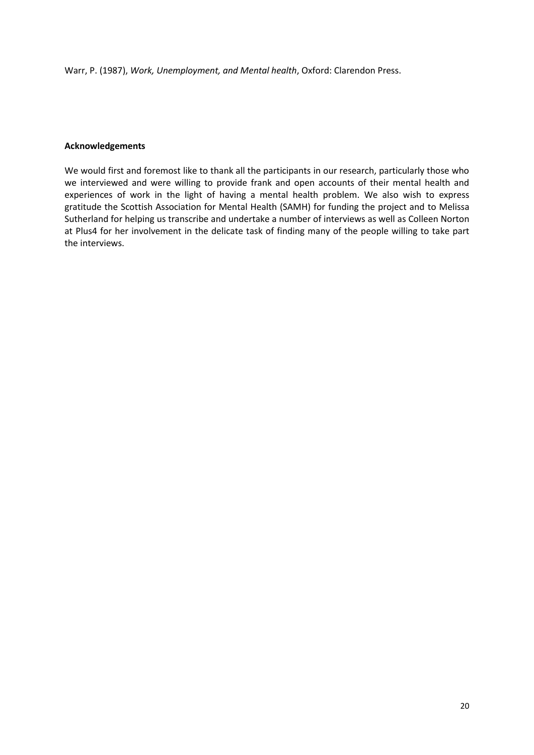Warr, P. (1987), *Work, Unemployment, and Mental health*, Oxford: Clarendon Press.

**Acknowledgements**

We would first and foremost like to thank all the participants in our research, particularly those who we interviewed and were willing to provide frank and open accounts of their mental health and experiences of work in the light of having a mental health problem. We also wish to express gratitude the Scottish Association for Mental Health (SAMH) for funding the project and to Melissa Sutherland for helping us transcribe and undertake a number of interviews as well as Colleen Norton at Plus4 for her involvement in the delicate task of finding many of the people willing to take part the interviews.